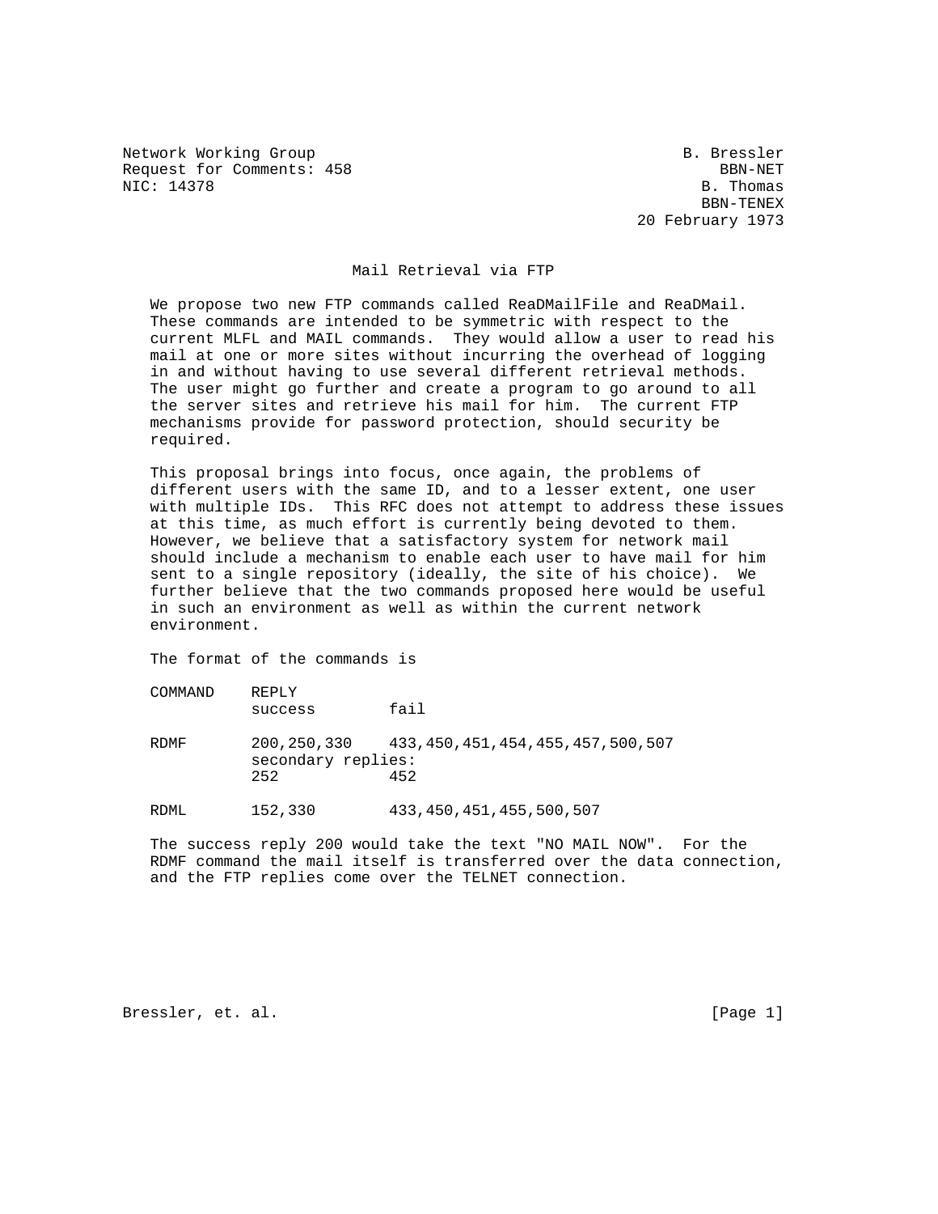Network Working Group B. Bressler
Request for Comments: 458 BBN-NET
NIC: 14378 B. Thomas
BBN-TENEX
20 February 1973

# Mail Retrieval via FTP

We propose two new FTP commands called ReaDMailFile and ReaDMail. These commands are intended to be symmetric with respect to the current MLFL and MAIL commands. They would allow a user to read his mail at one or more sites without incurring the overhead of logging in and without having to use several different retrieval methods. The user might go further and create a program to go around to all the server sites and retrieve his mail for him. The current FTP mechanisms provide for password protection, should security be required.

This proposal brings into focus, once again, the problems of different users with the same ID, and to a lesser extent, one user with multiple IDs. This RFC does not attempt to address these issues at this time, as much effort is currently being devoted to them. However, we believe that a satisfactory system for network mail should include a mechanism to enable each user to have mail for him sent to a single repository (ideally, the site of his choice). We further believe that the two commands proposed here would be useful in such an environment as well as within the current network environment.

The format of the commands is

| COMMAND | REPLY | |
|---|---|---|
| | success | fail |
| RDMF | 200,250,330 | 433,450,451,454,455,457,500,507 |
| | secondary replies: | |
| | 252 | 452 |
| RDML | 152,330 | 433,450,451,455,500,507 |

The success reply 200 would take the text "NO MAIL NOW". For the RDMF command the mail itself is transferred over the data connection, and the FTP replies come over the TELNET connection.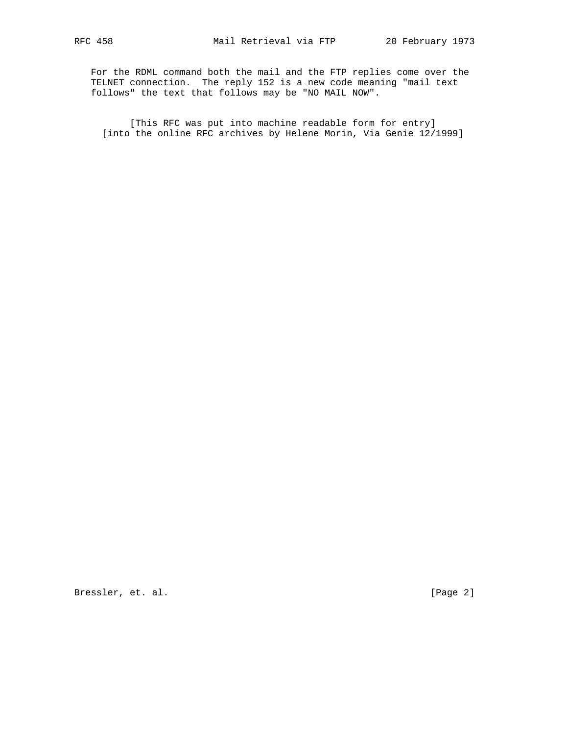For the RDML command both the mail and the FTP replies come over the TELNET connection. The reply 152 is a new code meaning "mail text follows" the text that follows may be "NO MAIL NOW".

[This RFC was put into machine readable form for entry]
[into the online RFC archives by Helene Morin, Via Genie 12/1999]